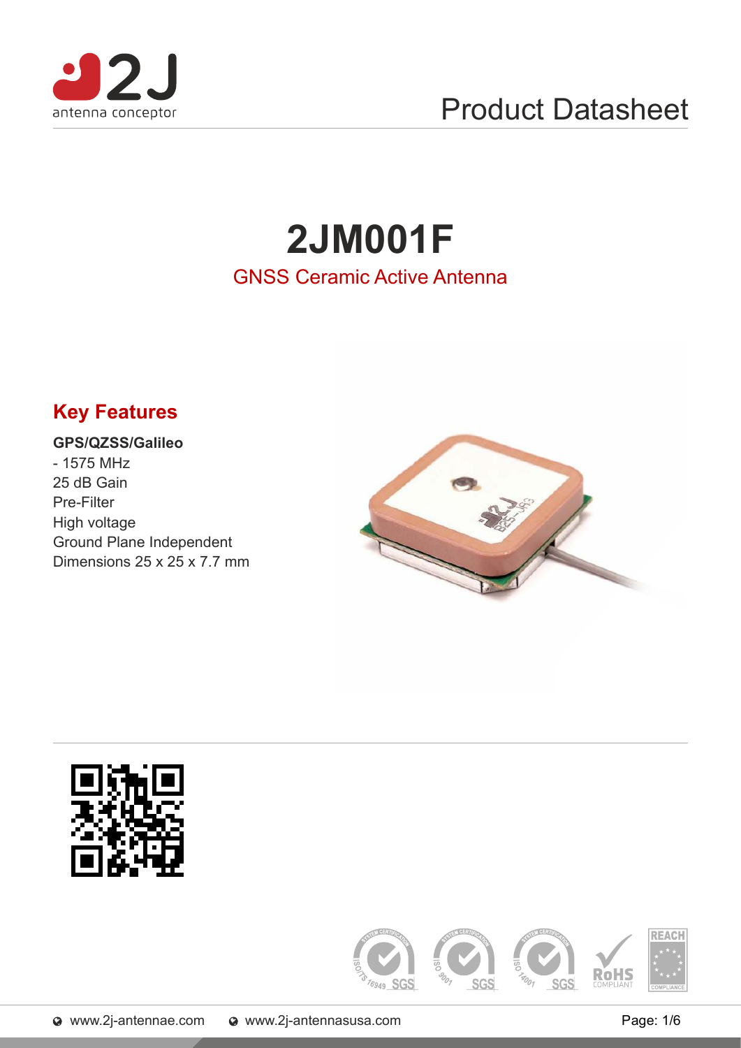Product Datasheet

# 2JM001F

## GNSS Ceramic Active Antenna

## Key Features

**GPS/QZSS/Galileo**
- 1575 MHz

25 dB Gain
Pre-Filter
High voltage
Ground Plane Independent
Dimensions 25 x 25 x 7.7 mm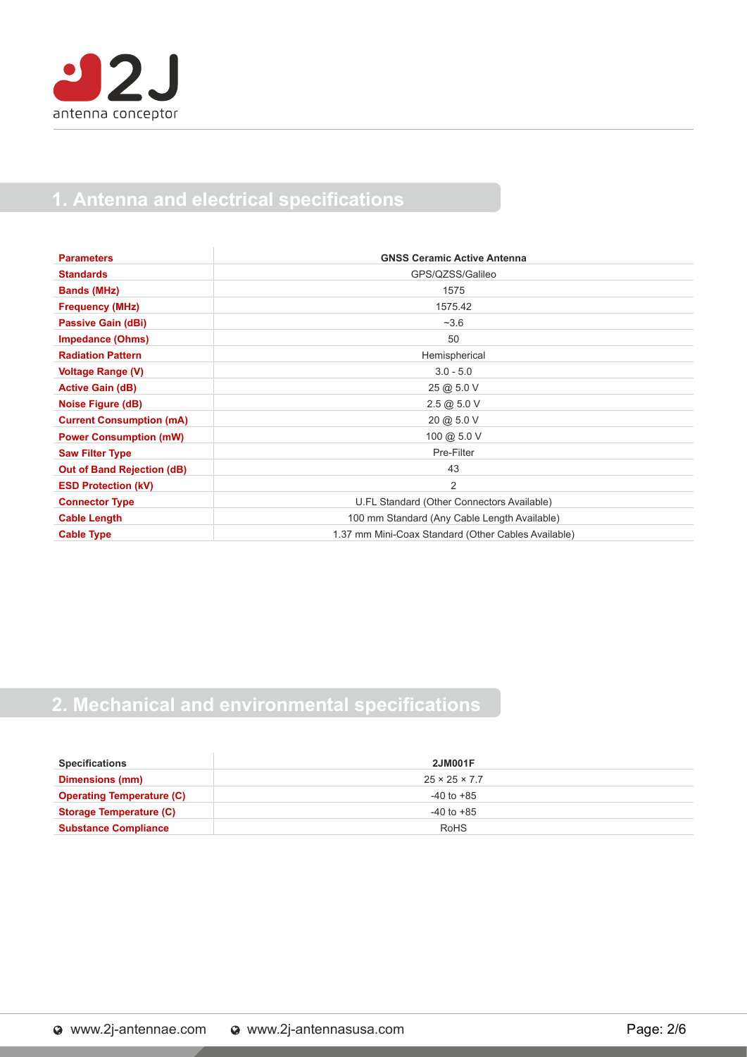## 1. Antenna and electrical specifications

| Parameters | GNSS Ceramic Active Antenna |
|---|---|
| Standards | GPS/QZSS/Galileo |
| Bands (MHz) | 1575 |
| Frequency (MHz) | 1575.42 |
| Passive Gain (dBi) | ~3.6 |
| Impedance (Ohms) | 50 |
| Radiation Pattern | Hemispherical |
| Voltage Range (V) | 3.0 - 5.0 |
| Active Gain (dB) | 25 @ 5.0 V |
| Noise Figure (dB) | 2.5 @ 5.0 V |
| Current Consumption (mA) | 20 @ 5.0 V |
| Power Consumption (mW) | 100 @ 5.0 V |
| Saw Filter Type | Pre-Filter |
| Out of Band Rejection (dB) | 43 |
| ESD Protection (kV) | 2 |
| Connector Type | U.FL Standard (Other Connectors Available) |
| Cable Length | 100 mm Standard (Any Cable Length Available) |
| Cable Type | 1.37 mm Mini-Coax Standard (Other Cables Available) |

## 2. Mechanical and environmental specifications

| Specifications | 2JM001F |
|---|---|
| Dimensions (mm) | 25 × 25 × 7.7 |
| Operating Temperature (C) | -40 to +85 |
| Storage Temperature (C) | -40 to +85 |
| Substance Compliance | RoHS |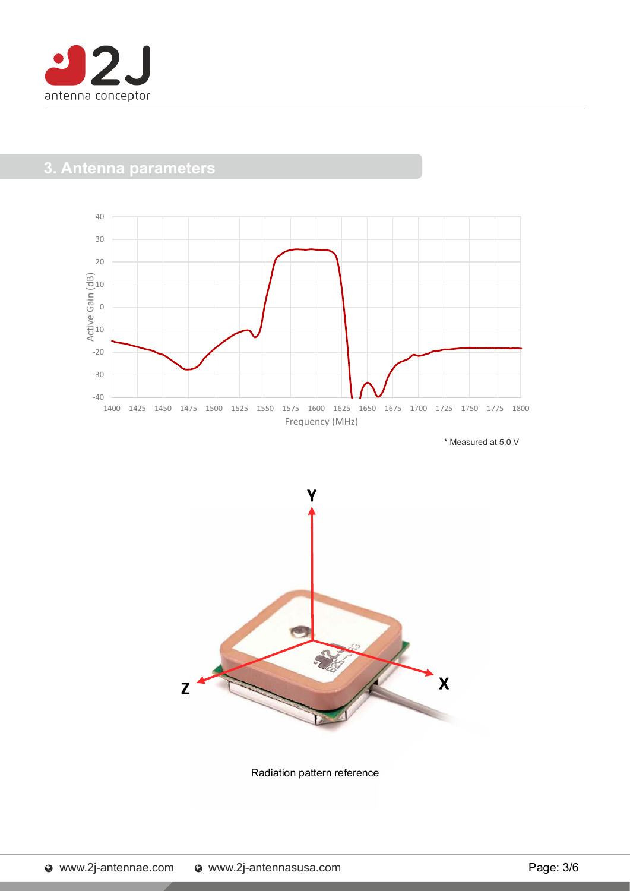## 3. Antenna parameters

* Measured at 5.0 V

Radiation pattern reference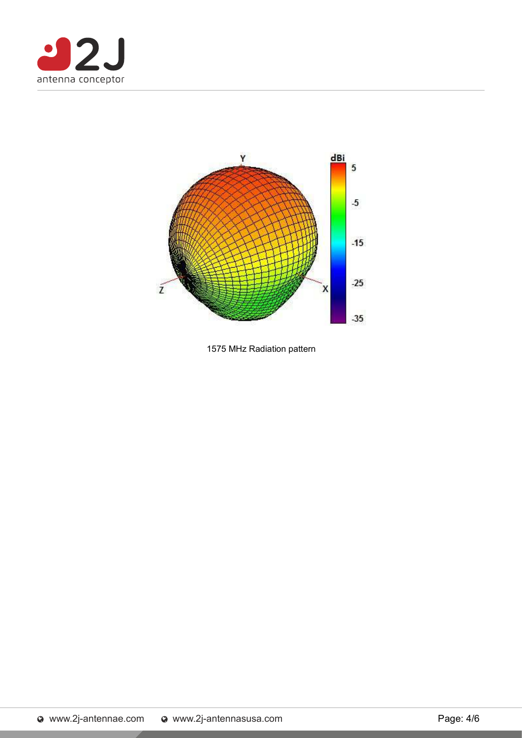1575 MHz Radiation pattern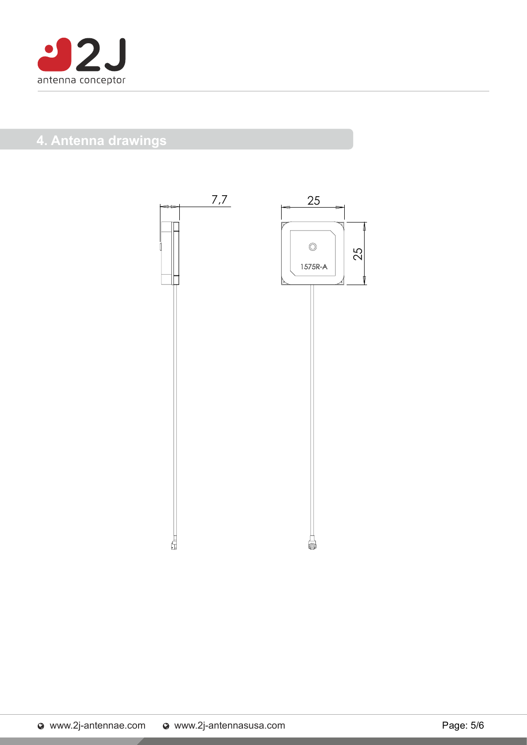## 4. Antenna drawings

7,7

25

25

1575R-A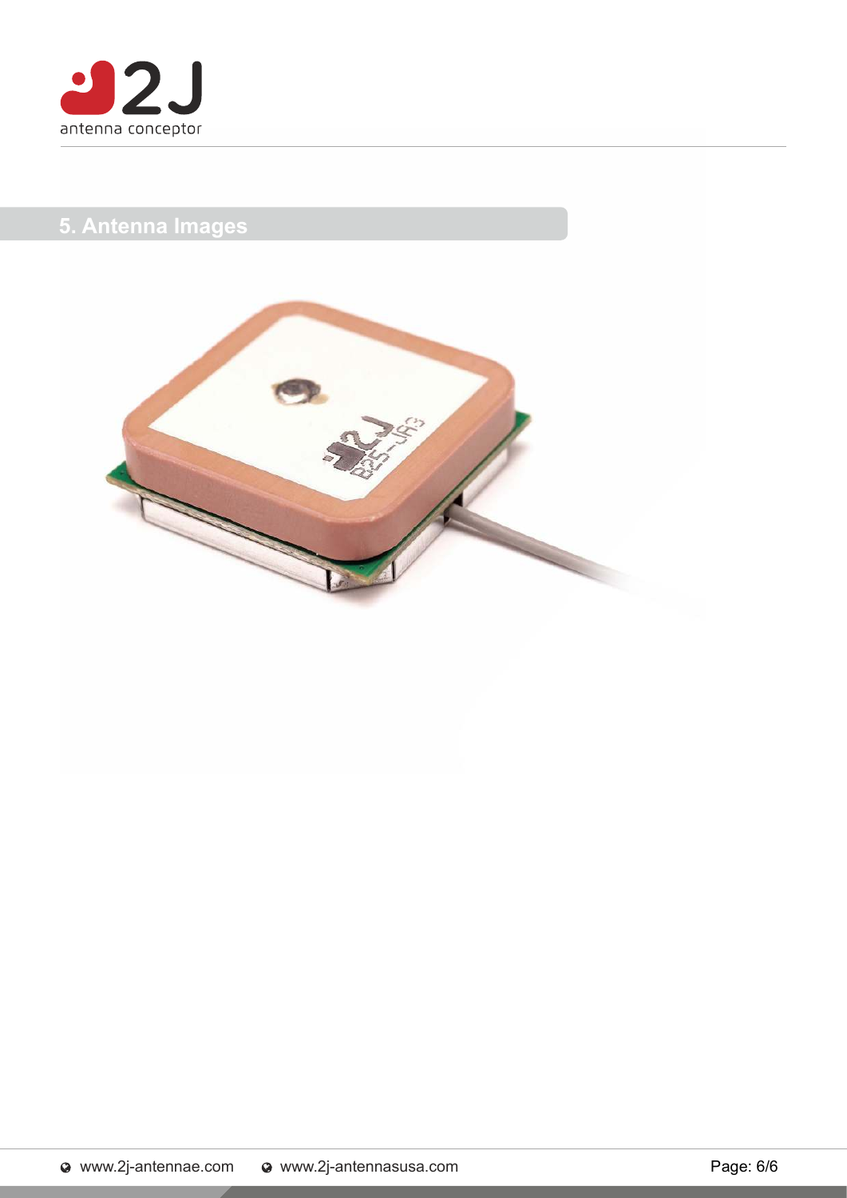## 5. Antenna Images